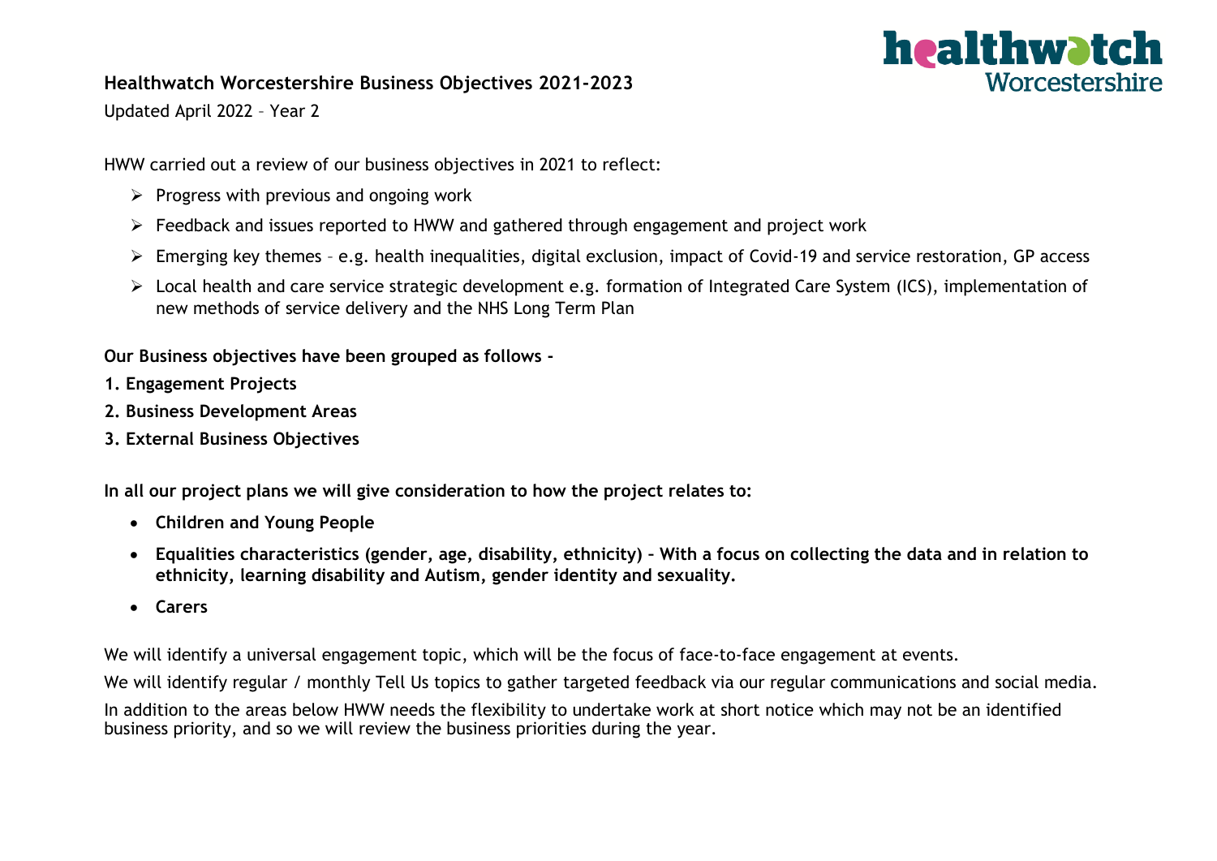# Healthwatch Worcestershire Business Objectives 2021-2023

Updated April 2022 – Year 2

HWW carried out a review of our business objectives in 2021 to reflect:

- Progress with previous and ongoing work
- Feedback and issues reported to HWW and gathered through engagement and project work
- Emerging key themes – e.g. health inequalities, digital exclusion, impact of Covid-19 and service restoration, GP access
- Local health and care service strategic development e.g. formation of Integrated Care System (ICS), implementation of new methods of service delivery and the NHS Long Term Plan

**Our Business objectives have been grouped as follows -**

**1. Engagement Projects**

**2. Business Development Areas**

**3. External Business Objectives**

**In all our project plans we will give consideration to how the project relates to:**

- **Children and Young People**
- **Equalities characteristics (gender, age, disability, ethnicity) – With a focus on collecting the data and in relation to ethnicity, learning disability and Autism, gender identity and sexuality.**
- **Carers**

We will identify a universal engagement topic, which will be the focus of face-to-face engagement at events.

We will identify regular / monthly Tell Us topics to gather targeted feedback via our regular communications and social media.

In addition to the areas below HWW needs the flexibility to undertake work at short notice which may not be an identified business priority, and so we will review the business priorities during the year.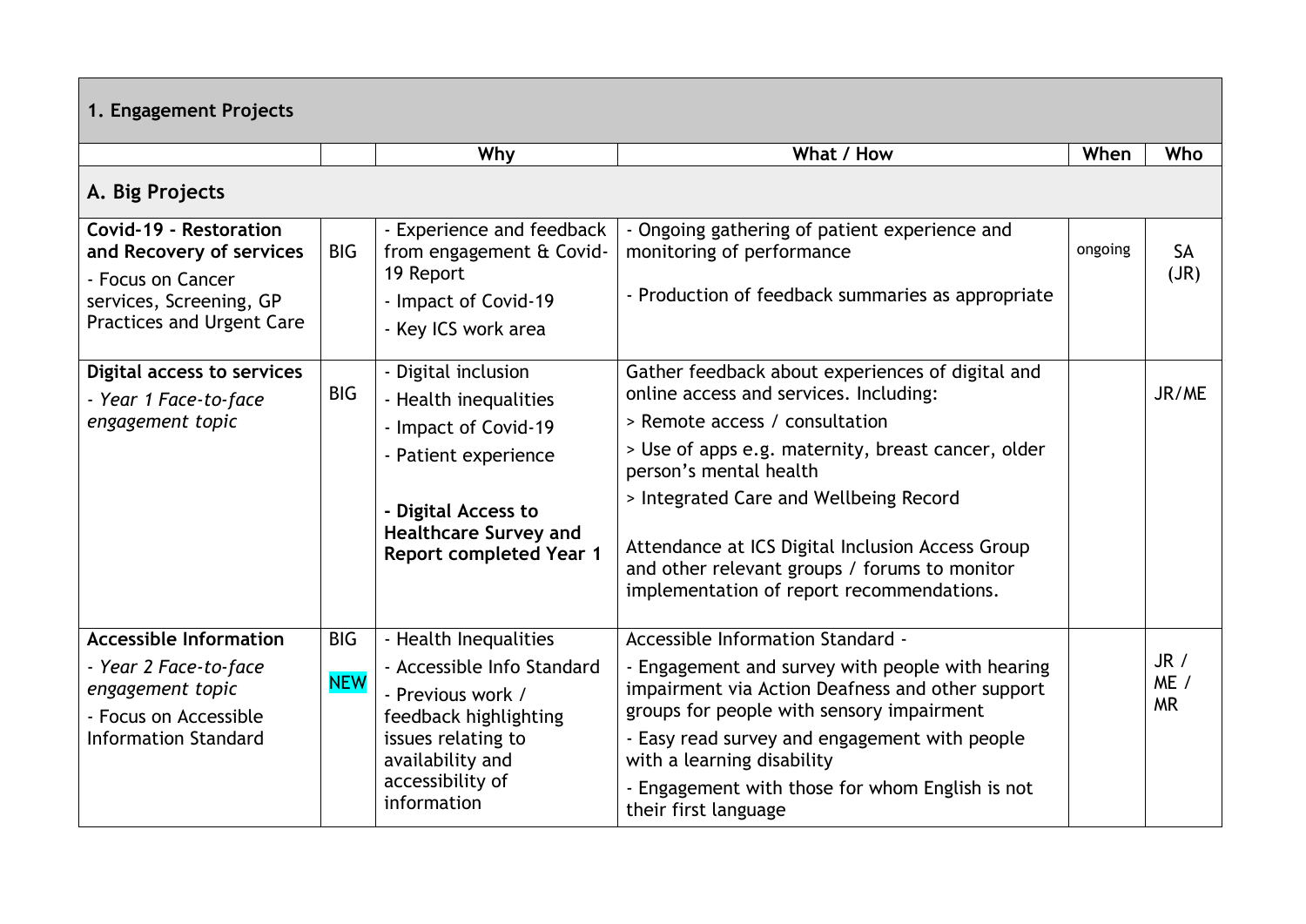| 1. Engagement Projects | | | | | |
|---|---|---|---|---|---|
| | | **Why** | **What / How** | **When** | **Who** |
| **A. Big Projects** | | | | | |
| **Covid-19 - Restoration and Recovery of services**<br>- Focus on Cancer services, Screening, GP Practices and Urgent Care | BIG | - Experience and feedback from engagement & Covid-19 Report<br>- Impact of Covid-19<br>- Key ICS work area | - Ongoing gathering of patient experience and monitoring of performance<br><br>- Production of feedback summaries as appropriate | ongoing | SA (JR) |
| **Digital access to services**<br>*- Year 1 Face-to-face engagement topic* | BIG | - Digital inclusion<br>- Health inequalities<br>- Impact of Covid-19<br>- Patient experience<br><br>**- Digital Access to Healthcare Survey and Report completed Year 1** | Gather feedback about experiences of digital and online access and services. Including:<br>> Remote access / consultation<br>> Use of apps e.g. maternity, breast cancer, older person's mental health<br>> Integrated Care and Wellbeing Record<br><br>Attendance at ICS Digital Inclusion Access Group and other relevant groups / forums to monitor implementation of report recommendations. | | JR/ME |
| **Accessible Information**<br>*- Year 2 Face-to-face engagement topic*<br>- Focus on Accessible Information Standard | BIG<br>NEW | - Health Inequalities<br>- Accessible Info Standard<br>- Previous work / feedback highlighting issues relating to availability and accessibility of information | Accessible Information Standard -<br>- Engagement and survey with people with hearing impairment via Action Deafness and other support groups for people with sensory impairment<br>- Easy read survey and engagement with people with a learning disability<br>- Engagement with those for whom English is not their first language | | JR / ME / MR |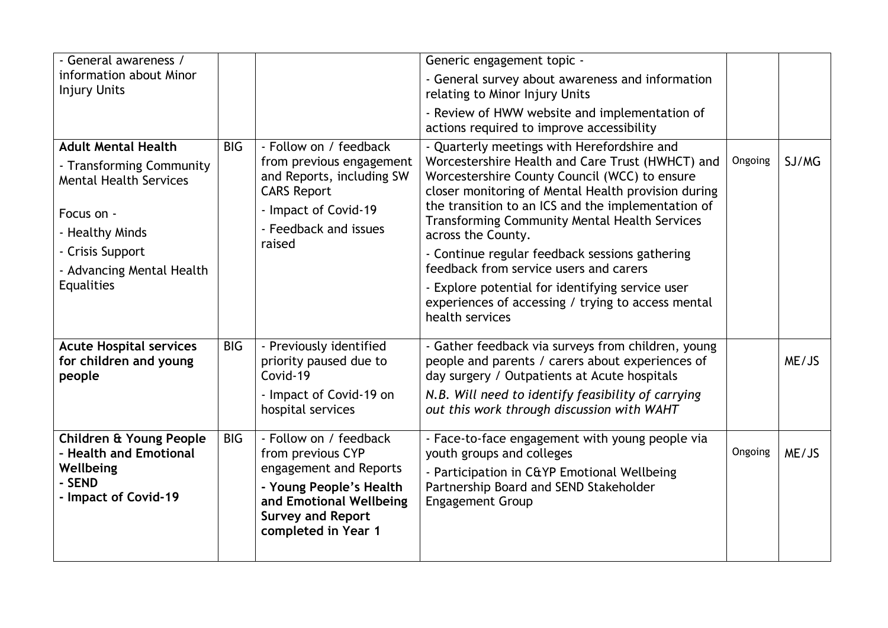| | | | | | |
|---|---|---|---|---|---|
| - General awareness / information about Minor Injury Units | | | Generic engagement topic -<br>- General survey about awareness and information relating to Minor Injury Units<br>- Review of HWW website and implementation of actions required to improve accessibility | | |
| **Adult Mental Health**<br>- Transforming Community Mental Health Services<br><br>Focus on -<br>- Healthy Minds<br>- Crisis Support<br>- Advancing Mental Health Equalities | BIG | - Follow on / feedback from previous engagement and Reports, including SW CARS Report<br>- Impact of Covid-19<br>- Feedback and issues raised | - Quarterly meetings with Herefordshire and Worcestershire Health and Care Trust (HWHCT) and Worcestershire County Council (WCC) to ensure closer monitoring of Mental Health provision during the transition to an ICS and the implementation of Transforming Community Mental Health Services across the County.<br>- Continue regular feedback sessions gathering feedback from service users and carers<br>- Explore potential for identifying service user experiences of accessing / trying to access mental health services | Ongoing | SJ/MG |
| **Acute Hospital services for children and young people** | BIG | - Previously identified priority paused due to Covid-19<br>- Impact of Covid-19 on hospital services | - Gather feedback via surveys from children, young people and parents / carers about experiences of day surgery / Outpatients at Acute hospitals<br>*N.B. Will need to identify feasibility of carrying out this work through discussion with WAHT* | | ME/JS |
| **Children & Young People - Health and Emotional Wellbeing**<br>**- SEND**<br>**- Impact of Covid-19** | BIG | - Follow on / feedback from previous CYP engagement and Reports<br>**- Young People's Health and Emotional Wellbeing Survey and Report completed in Year 1** | - Face-to-face engagement with young people via youth groups and colleges<br>- Participation in C&YP Emotional Wellbeing Partnership Board and SEND Stakeholder Engagement Group | Ongoing | ME/JS |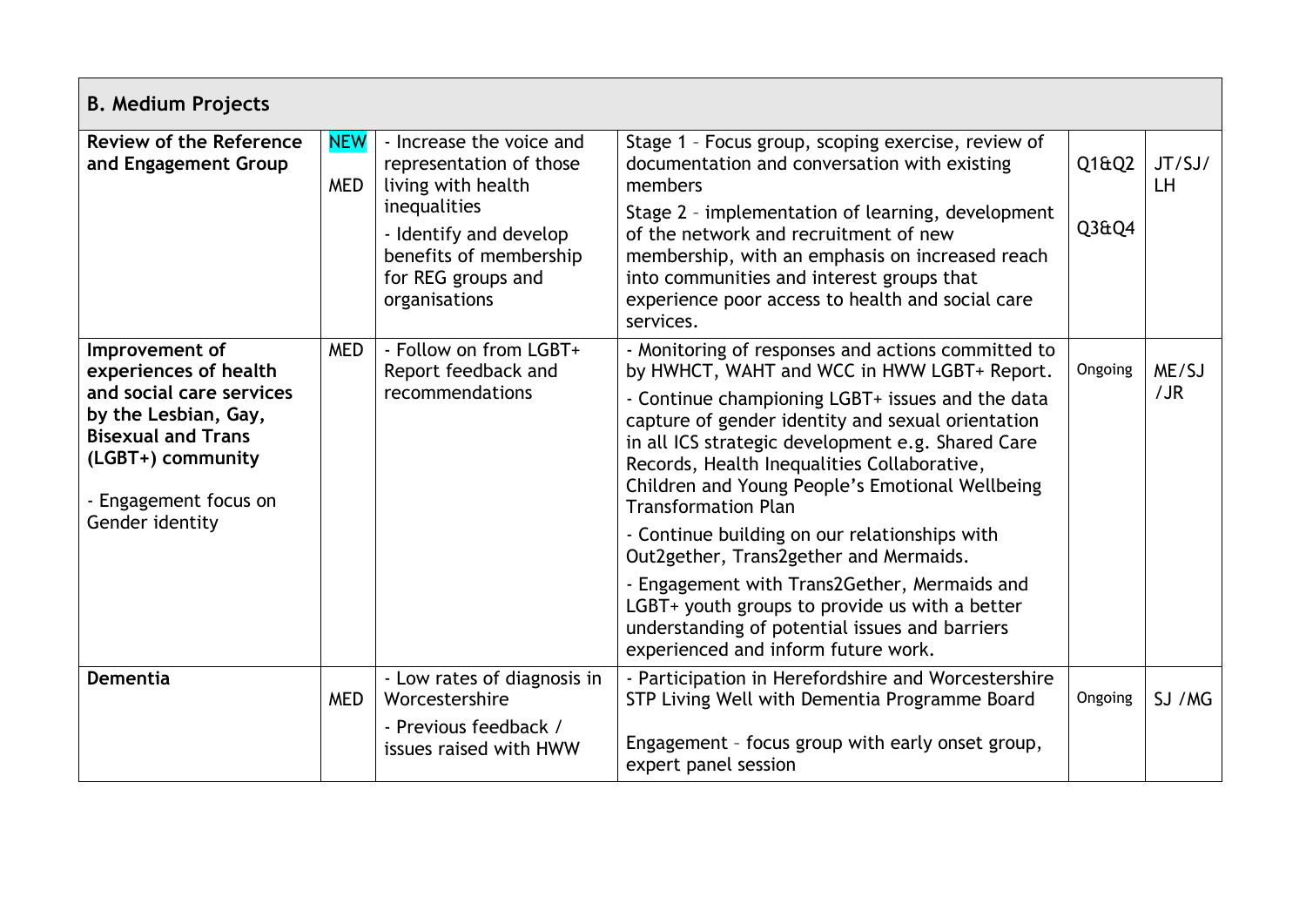| B. Medium Projects | | | | | |
|---|---|---|---|---|---|
| **Review of the Reference and Engagement Group** | NEW MED | - Increase the voice and representation of those living with health inequalities<br>- Identify and develop benefits of membership for REG groups and organisations | Stage 1 – Focus group, scoping exercise, review of documentation and conversation with existing members<br>Stage 2 – implementation of learning, development of the network and recruitment of new membership, with an emphasis on increased reach into communities and interest groups that experience poor access to health and social care services. | Q1&Q2<br>Q3&Q4 | JT/SJ/LH |
| **Improvement of experiences of health and social care services by the Lesbian, Gay, Bisexual and Trans (LGBT+) community**<br>- Engagement focus on Gender identity | MED | - Follow on from LGBT+ Report feedback and recommendations | - Monitoring of responses and actions committed to by HWHCT, WAHT and WCC in HWW LGBT+ Report.<br>- Continue championing LGBT+ issues and the data capture of gender identity and sexual orientation in all ICS strategic development e.g. Shared Care Records, Health Inequalities Collaborative, Children and Young People's Emotional Wellbeing Transformation Plan<br>- Continue building on our relationships with Out2gether, Trans2gether and Mermaids.<br>- Engagement with Trans2Gether, Mermaids and LGBT+ youth groups to provide us with a better understanding of potential issues and barriers experienced and inform future work. | Ongoing | ME/SJ/JR |
| **Dementia** | MED | - Low rates of diagnosis in Worcestershire<br>- Previous feedback / issues raised with HWW | - Participation in Herefordshire and Worcestershire STP Living Well with Dementia Programme Board<br>Engagement – focus group with early onset group, expert panel session | Ongoing | SJ /MG |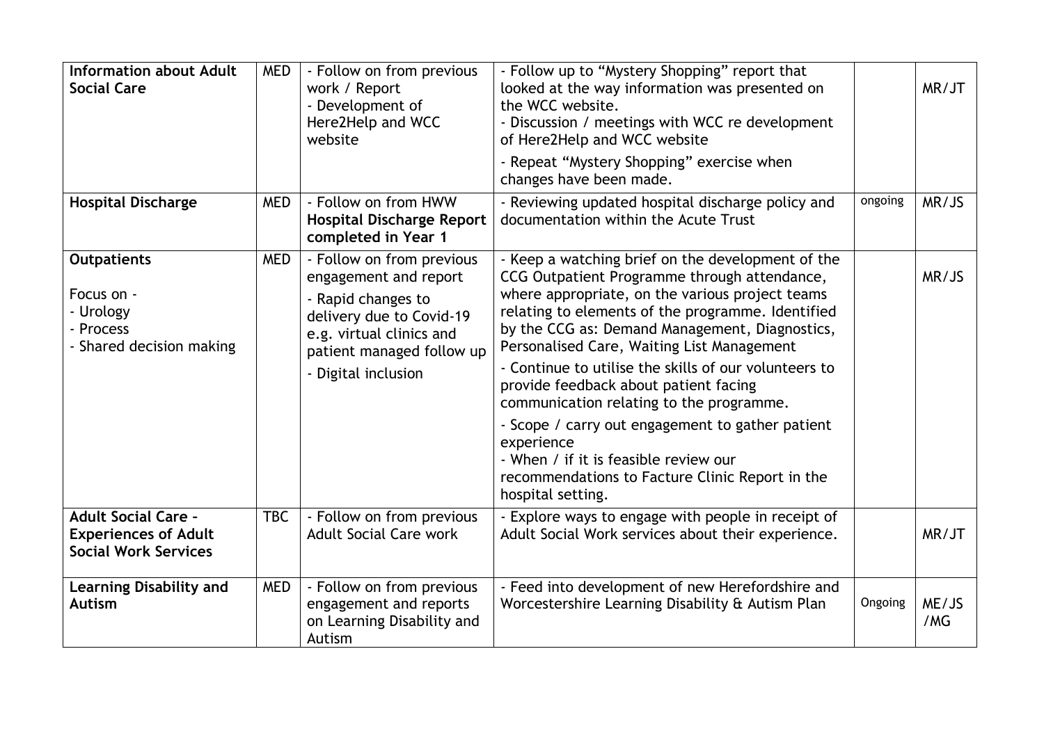| | | | | | |
|---|---|---|---|---|---|
| **Information about Adult Social Care** | MED | - Follow on from previous work / Report<br>- Development of Here2Help and WCC website | - Follow up to "Mystery Shopping" report that looked at the way information was presented on the WCC website.<br>- Discussion / meetings with WCC re development of Here2Help and WCC website<br>- Repeat "Mystery Shopping" exercise when changes have been made. | | MR/JT |
| **Hospital Discharge** | MED | - Follow on from HWW **Hospital Discharge Report completed in Year 1** | - Reviewing updated hospital discharge policy and documentation within the Acute Trust | ongoing | MR/JS |
| **Outpatients**<br><br>Focus on -<br>- Urology<br>- Process<br>- Shared decision making | MED | - Follow on from previous engagement and report<br>- Rapid changes to delivery due to Covid-19 e.g. virtual clinics and patient managed follow up<br>- Digital inclusion | - Keep a watching brief on the development of the CCG Outpatient Programme through attendance, where appropriate, on the various project teams relating to elements of the programme. Identified by the CCG as: Demand Management, Diagnostics, Personalised Care, Waiting List Management<br>- Continue to utilise the skills of our volunteers to provide feedback about patient facing communication relating to the programme.<br>- Scope / carry out engagement to gather patient experience<br>- When / if it is feasible review our recommendations to Facture Clinic Report in the hospital setting. | | MR/JS |
| **Adult Social Care – Experiences of Adult Social Work Services** | TBC | - Follow on from previous Adult Social Care work | - Explore ways to engage with people in receipt of Adult Social Work services about their experience. | | MR/JT |
| **Learning Disability and Autism** | MED | - Follow on from previous engagement and reports on Learning Disability and Autism | - Feed into development of new Herefordshire and Worcestershire Learning Disability & Autism Plan | Ongoing | ME/JS/MG |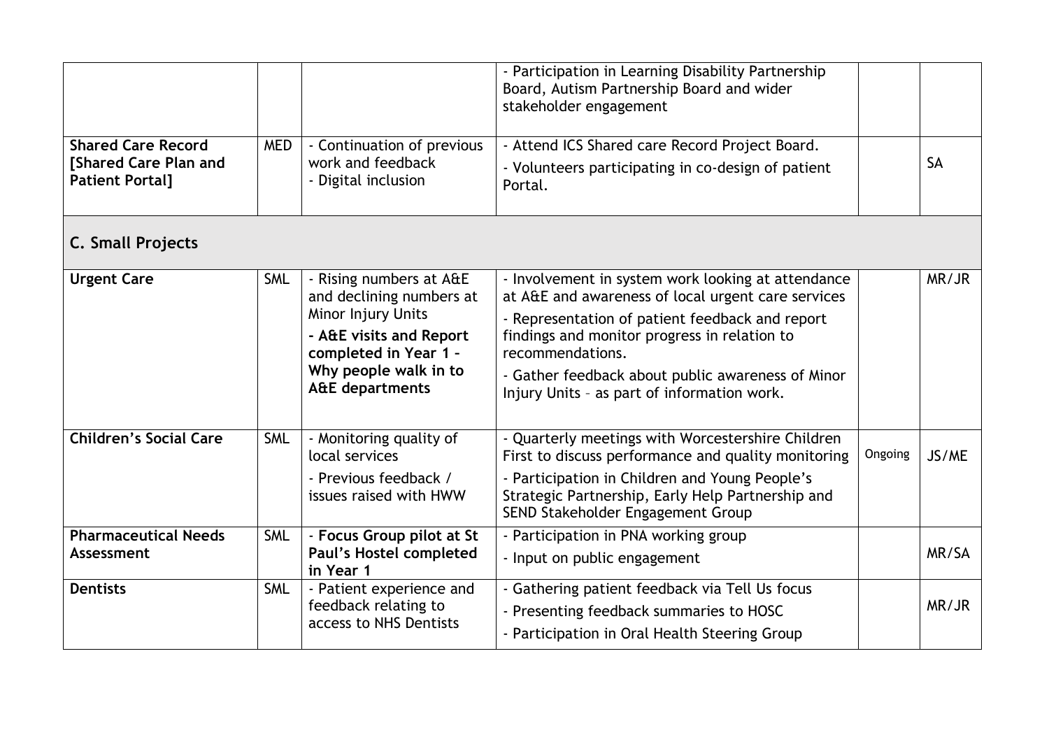| | | | - Participation in Learning Disability Partnership Board, Autism Partnership Board and wider stakeholder engagement | | |
|---|---|---|---|---|---|
| **Shared Care Record [Shared Care Plan and Patient Portal]** | MED | - Continuation of previous work and feedback<br>- Digital inclusion | - Attend ICS Shared care Record Project Board.<br>- Volunteers participating in co-design of patient Portal. | | SA |
| **C. Small Projects** | | | | | |
| **Urgent Care** | SML | - Rising numbers at A&E and declining numbers at Minor Injury Units<br>**- A&E visits and Report completed in Year 1 – Why people walk in to A&E departments** | - Involvement in system work looking at attendance at A&E and awareness of local urgent care services<br>- Representation of patient feedback and report findings and monitor progress in relation to recommendations.<br>- Gather feedback about public awareness of Minor Injury Units – as part of information work. | | MR/JR |
| **Children's Social Care** | SML | - Monitoring quality of local services<br>- Previous feedback / issues raised with HWW | - Quarterly meetings with Worcestershire Children First to discuss performance and quality monitoring<br>- Participation in Children and Young People's Strategic Partnership, Early Help Partnership and SEND Stakeholder Engagement Group | Ongoing | JS/ME |
| **Pharmaceutical Needs Assessment** | SML | - **Focus Group pilot at St Paul's Hostel completed in Year 1** | - Participation in PNA working group<br>- Input on public engagement | | MR/SA |
| **Dentists** | SML | - Patient experience and feedback relating to access to NHS Dentists | - Gathering patient feedback via Tell Us focus<br>- Presenting feedback summaries to HOSC<br>- Participation in Oral Health Steering Group | | MR/JR |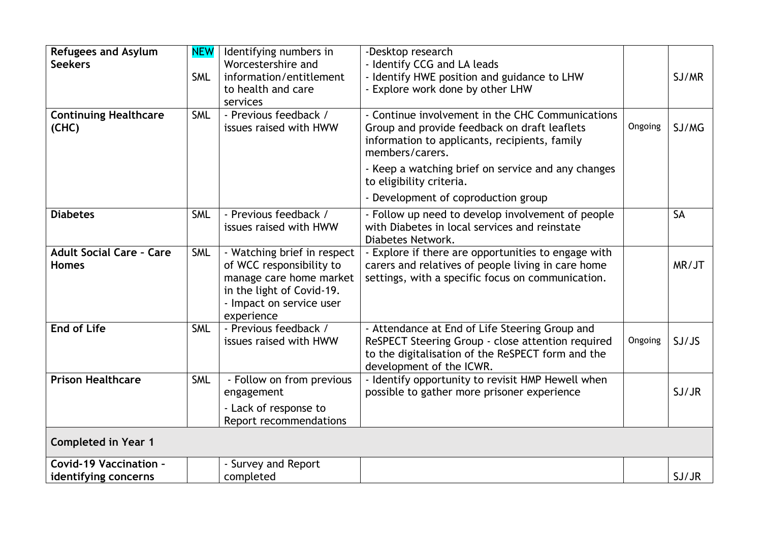| Refugees and Asylum Seekers | NEW SML | Identifying numbers in Worcestershire and information/entitlement to health and care services | -Desktop research<br>- Identify CCG and LA leads<br>- Identify HWE position and guidance to LHW<br>- Explore work done by other LHW | | SJ/MR |
|---|---|---|---|---|---|
| **Continuing Healthcare (CHC)** | SML | - Previous feedback / issues raised with HWW | - Continue involvement in the CHC Communications Group and provide feedback on draft leaflets information to applicants, recipients, family members/carers.<br>- Keep a watching brief on service and any changes to eligibility criteria.<br>- Development of coproduction group | Ongoing | SJ/MG |
| **Diabetes** | SML | - Previous feedback / issues raised with HWW | - Follow up need to develop involvement of people with Diabetes in local services and reinstate Diabetes Network. | | SA |
| **Adult Social Care - Care Homes** | SML | - Watching brief in respect of WCC responsibility to manage care home market in the light of Covid-19.<br>- Impact on service user experience | - Explore if there are opportunities to engage with carers and relatives of people living in care home settings, with a specific focus on communication. | | MR/JT |
| **End of Life** | SML | - Previous feedback / issues raised with HWW | - Attendance at End of Life Steering Group and ReSPECT Steering Group - close attention required to the digitalisation of the ReSPECT form and the development of the ICWR. | Ongoing | SJ/JS |
| **Prison Healthcare** | SML | - Follow on from previous engagement<br>- Lack of response to Report recommendations | - Identify opportunity to revisit HMP Hewell when possible to gather more prisoner experience | | SJ/JR |
| **Completed in Year 1** | | | | | |
| **Covid-19 Vaccination - identifying concerns** | | - Survey and Report completed | | | SJ/JR |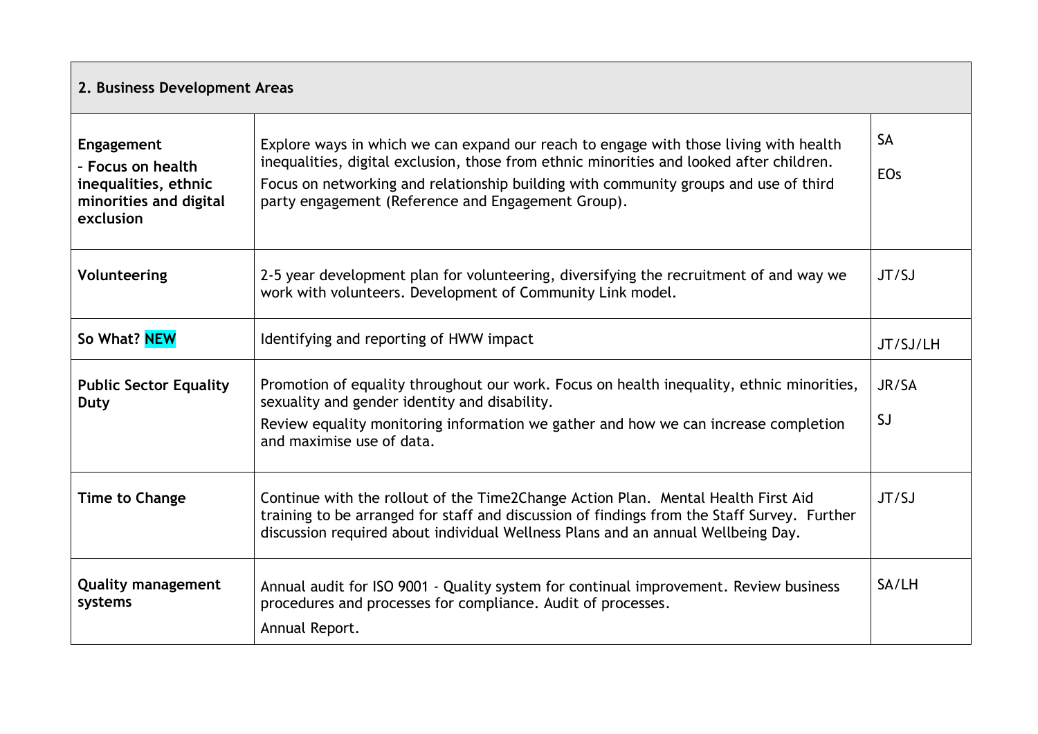| 2. Business Development Areas | | |
|---|---|---|
| **Engagement** **- Focus on health inequalities, ethnic minorities and digital exclusion** | Explore ways in which we can expand our reach to engage with those living with health inequalities, digital exclusion, those from ethnic minorities and looked after children. Focus on networking and relationship building with community groups and use of third party engagement (Reference and Engagement Group). | SA EOs |
| **Volunteering** | 2-5 year development plan for volunteering, diversifying the recruitment of and way we work with volunteers. Development of Community Link model. | JT/SJ |
| **So What? NEW** | Identifying and reporting of HWW impact | JT/SJ/LH |
| **Public Sector Equality Duty** | Promotion of equality throughout our work. Focus on health inequality, ethnic minorities, sexuality and gender identity and disability. Review equality monitoring information we gather and how we can increase completion and maximise use of data. | JR/SA SJ |
| **Time to Change** | Continue with the rollout of the Time2Change Action Plan. Mental Health First Aid training to be arranged for staff and discussion of findings from the Staff Survey. Further discussion required about individual Wellness Plans and an annual Wellbeing Day. | JT/SJ |
| **Quality management systems** | Annual audit for ISO 9001 - Quality system for continual improvement. Review business procedures and processes for compliance. Audit of processes. Annual Report. | SA/LH |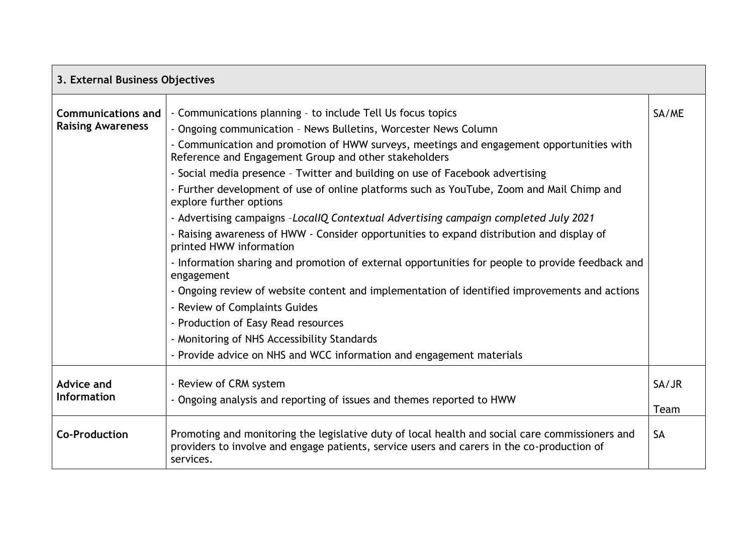| 3. External Business Objectives | | |
|---|---|---|
| **Communications and Raising Awareness** | - Communications planning – to include Tell Us focus topics<br>- Ongoing communication – News Bulletins, Worcester News Column<br>- Communication and promotion of HWW surveys, meetings and engagement opportunities with Reference and Engagement Group and other stakeholders<br>- Social media presence – Twitter and building on use of Facebook advertising<br>- Further development of use of online platforms such as YouTube, Zoom and Mail Chimp and explore further options<br>- Advertising campaigns –*LocalIQ Contextual Advertising campaign completed July 2021*<br>- Raising awareness of HWW - Consider opportunities to expand distribution and display of printed HWW information<br>- Information sharing and promotion of external opportunities for people to provide feedback and engagement<br>- Ongoing review of website content and implementation of identified improvements and actions<br>- Review of Complaints Guides<br>- Production of Easy Read resources<br>- Monitoring of NHS Accessibility Standards<br>- Provide advice on NHS and WCC information and engagement materials | SA/ME |
| **Advice and Information** | - Review of CRM system<br>- Ongoing analysis and reporting of issues and themes reported to HWW | SA/JR<br><br>Team |
| **Co-Production** | Promoting and monitoring the legislative duty of local health and social care commissioners and providers to involve and engage patients, service users and carers in the co-production of services. | SA |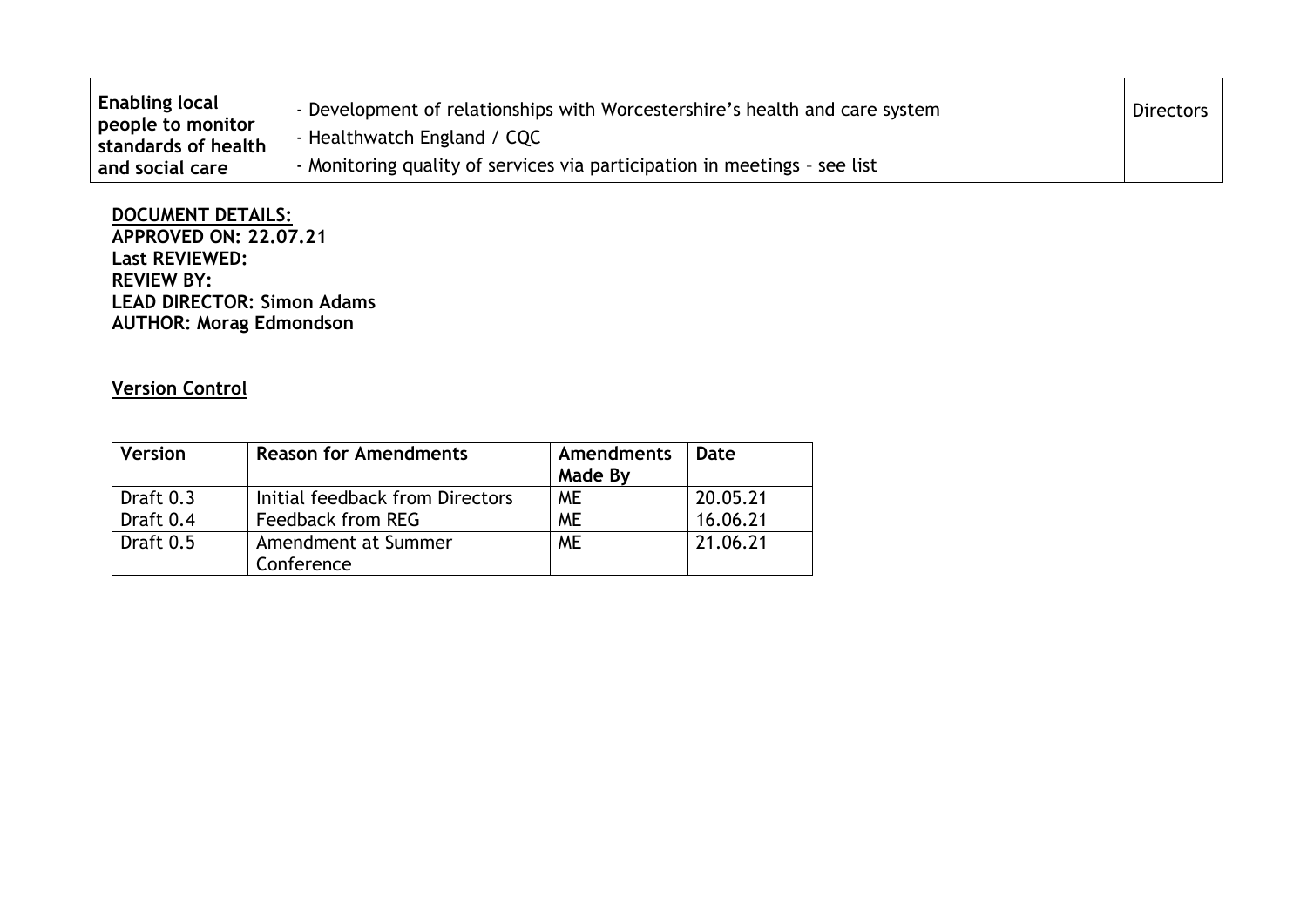| | | |
|---|---|---|
| **Enabling local people to monitor standards of health and social care** | - Development of relationships with Worcestershire's health and care system<br>- Healthwatch England / CQC<br>- Monitoring quality of services via participation in meetings – see list | Directors |

**<u>DOCUMENT DETAILS:</u>**
**APPROVED ON: 22.07.21**
**Last REVIEWED:**
**REVIEW BY:**
**LEAD DIRECTOR: Simon Adams**
**AUTHOR: Morag Edmondson**

**<u>Version Control</u>**

| Version | Reason for Amendments | Amendments Made By | Date |
|---|---|---|---|
| Draft 0.3 | Initial feedback from Directors | ME | 20.05.21 |
| Draft 0.4 | Feedback from REG | ME | 16.06.21 |
| Draft 0.5 | Amendment at Summer Conference | ME | 21.06.21 |